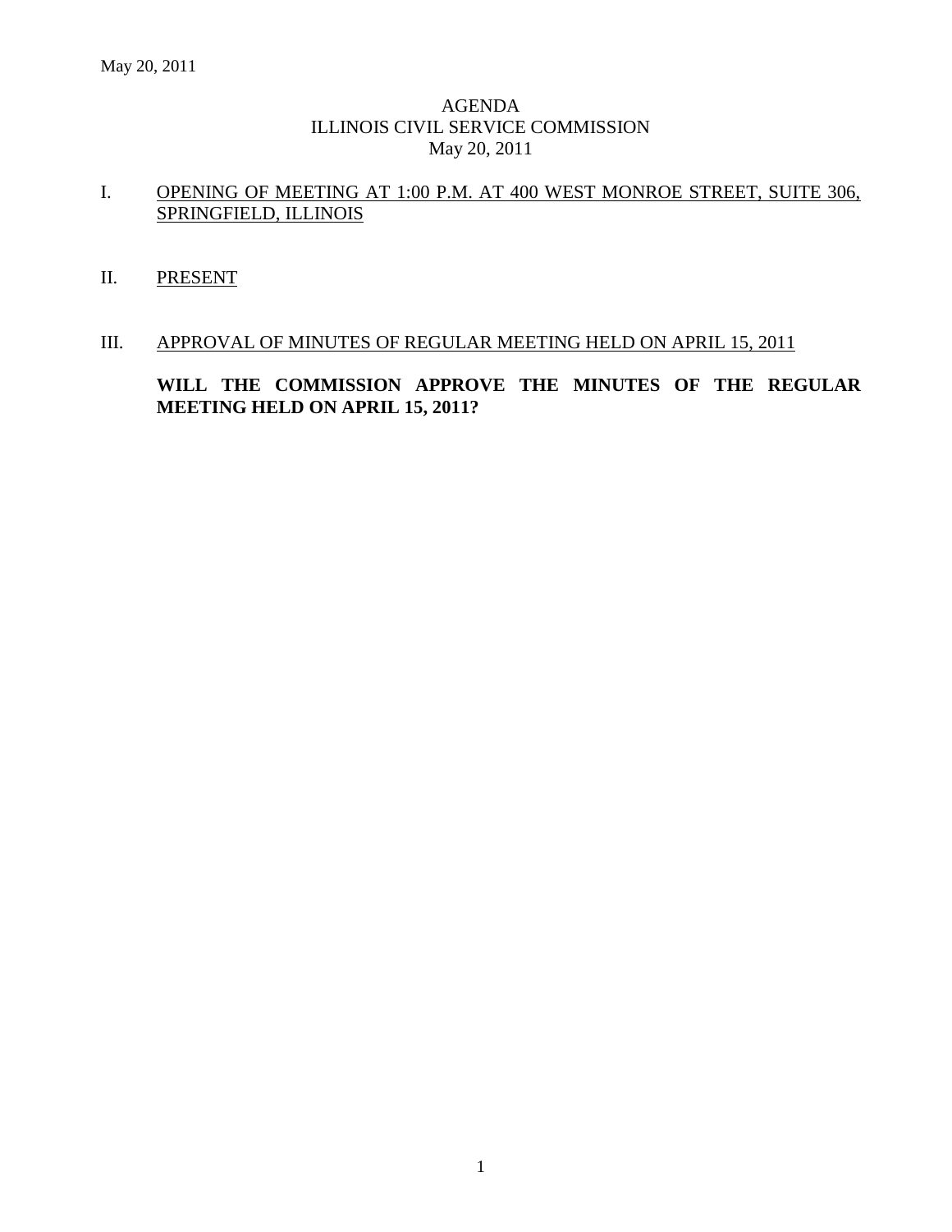May 20, 2011

# AGENDA
## ILLINOIS CIVIL SERVICE COMMISSION
May 20, 2011

I. OPENING OF MEETING AT 1:00 P.M. AT 400 WEST MONROE STREET, SUITE 306, SPRINGFIELD, ILLINOIS

II. PRESENT

III. APPROVAL OF MINUTES OF REGULAR MEETING HELD ON APRIL 15, 2011

**WILL THE COMMISSION APPROVE THE MINUTES OF THE REGULAR MEETING HELD ON APRIL 15, 2011?**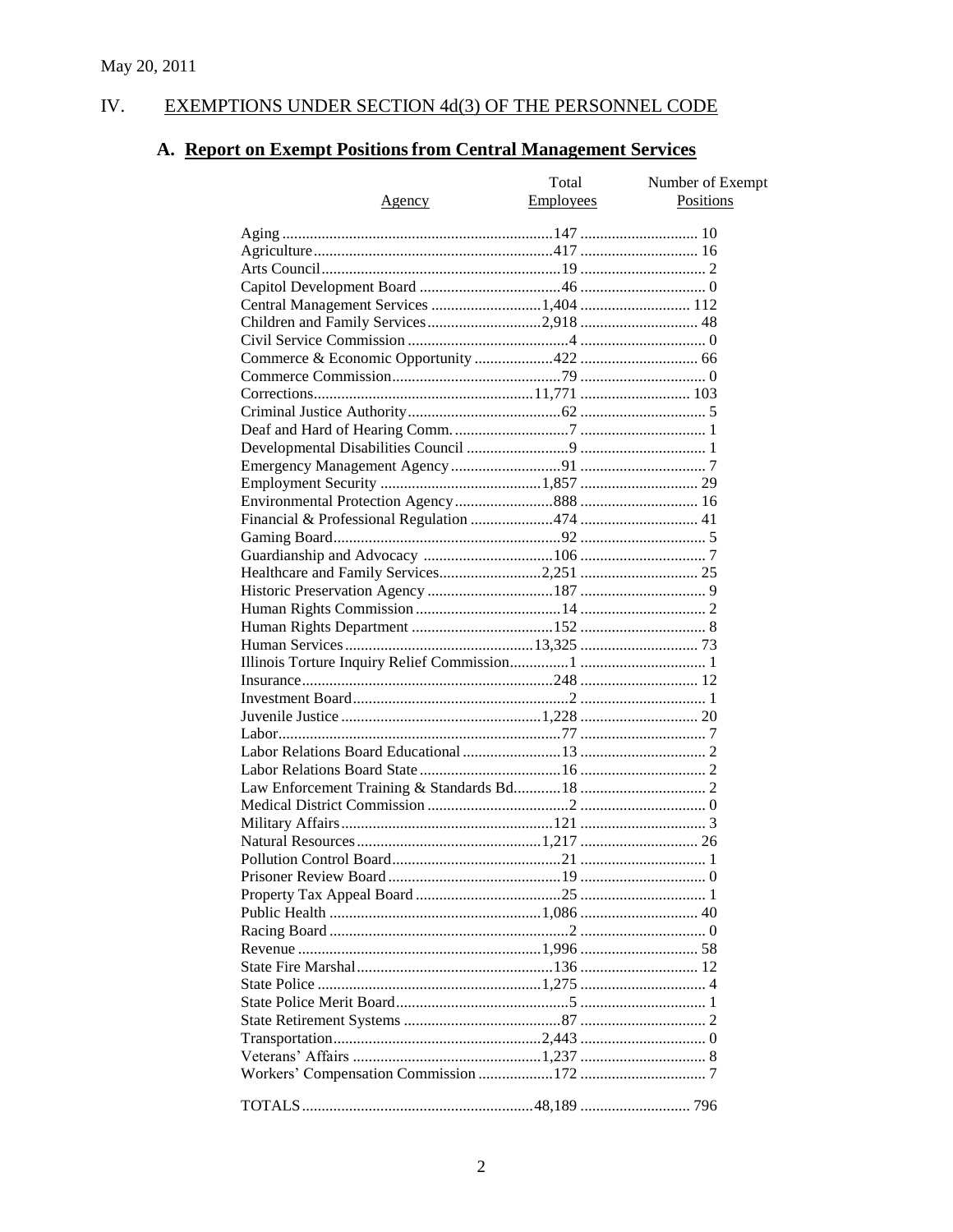May 20, 2011

# IV. EXEMPTIONS UNDER SECTION 4d(3) OF THE PERSONNEL CODE

## A. Report on Exempt Positions from Central Management Services

| Agency | Total Employees | Number of Exempt Positions |
|---|---|---|
| Aging | 147 | 10 |
| Agriculture | 417 | 16 |
| Arts Council | 19 | 2 |
| Capitol Development Board | 46 | 0 |
| Central Management Services | 1,404 | 112 |
| Children and Family Services | 2,918 | 48 |
| Civil Service Commission | 4 | 0 |
| Commerce & Economic Opportunity | 422 | 66 |
| Commerce Commission | 79 | 0 |
| Corrections | 11,771 | 103 |
| Criminal Justice Authority | 62 | 5 |
| Deaf and Hard of Hearing Comm. | 7 | 1 |
| Developmental Disabilities Council | 9 | 1 |
| Emergency Management Agency | 91 | 7 |
| Employment Security | 1,857 | 29 |
| Environmental Protection Agency | 888 | 16 |
| Financial & Professional Regulation | 474 | 41 |
| Gaming Board | 92 | 5 |
| Guardianship and Advocacy | 106 | 7 |
| Healthcare and Family Services | 2,251 | 25 |
| Historic Preservation Agency | 187 | 9 |
| Human Rights Commission | 14 | 2 |
| Human Rights Department | 152 | 8 |
| Human Services | 13,325 | 73 |
| Illinois Torture Inquiry Relief Commission | 1 | 1 |
| Insurance | 248 | 12 |
| Investment Board | 2 | 1 |
| Juvenile Justice | 1,228 | 20 |
| Labor | 77 | 7 |
| Labor Relations Board Educational | 13 | 2 |
| Labor Relations Board State | 16 | 2 |
| Law Enforcement Training & Standards Bd. | 18 | 2 |
| Medical District Commission | 2 | 0 |
| Military Affairs | 121 | 3 |
| Natural Resources | 1,217 | 26 |
| Pollution Control Board | 21 | 1 |
| Prisoner Review Board | 19 | 0 |
| Property Tax Appeal Board | 25 | 1 |
| Public Health | 1,086 | 40 |
| Racing Board | 2 | 0 |
| Revenue | 1,996 | 58 |
| State Fire Marshal | 136 | 12 |
| State Police | 1,275 | 4 |
| State Police Merit Board | 5 | 1 |
| State Retirement Systems | 87 | 2 |
| Transportation | 2,443 | 0 |
| Veterans' Affairs | 1,237 | 8 |
| Workers' Compensation Commission | 172 | 7 |
| TOTALS | 48,189 | 796 |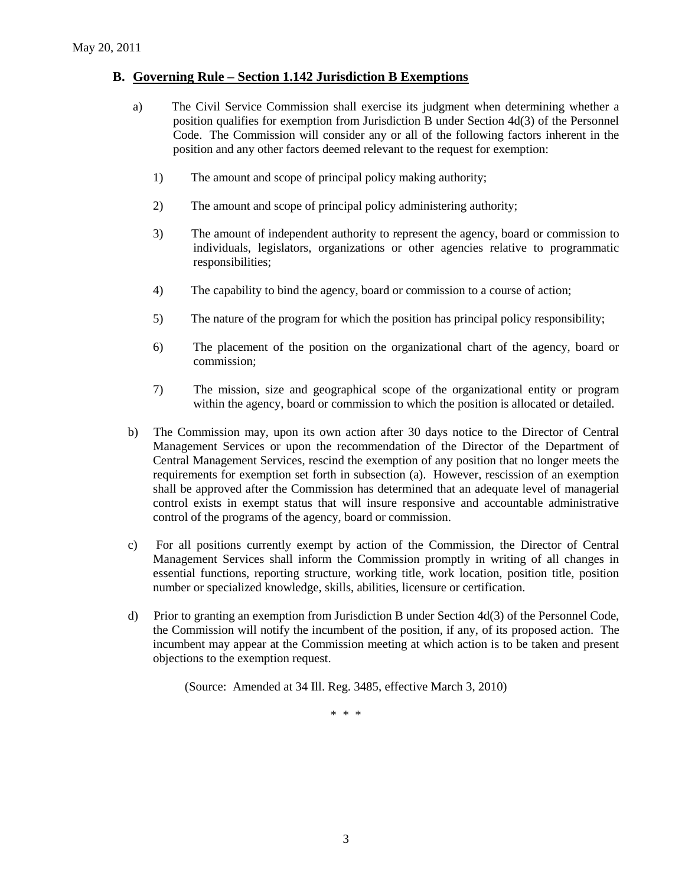## B. Governing Rule – Section 1.142 Jurisdiction B Exemptions

a) The Civil Service Commission shall exercise its judgment when determining whether a position qualifies for exemption from Jurisdiction B under Section 4d(3) of the Personnel Code. The Commission will consider any or all of the following factors inherent in the position and any other factors deemed relevant to the request for exemption:

1) The amount and scope of principal policy making authority;

2) The amount and scope of principal policy administering authority;

3) The amount of independent authority to represent the agency, board or commission to individuals, legislators, organizations or other agencies relative to programmatic responsibilities;

4) The capability to bind the agency, board or commission to a course of action;

5) The nature of the program for which the position has principal policy responsibility;

6) The placement of the position on the organizational chart of the agency, board or commission;

7) The mission, size and geographical scope of the organizational entity or program within the agency, board or commission to which the position is allocated or detailed.

b) The Commission may, upon its own action after 30 days notice to the Director of Central Management Services or upon the recommendation of the Director of the Department of Central Management Services, rescind the exemption of any position that no longer meets the requirements for exemption set forth in subsection (a). However, rescission of an exemption shall be approved after the Commission has determined that an adequate level of managerial control exists in exempt status that will insure responsive and accountable administrative control of the programs of the agency, board or commission.

c) For all positions currently exempt by action of the Commission, the Director of Central Management Services shall inform the Commission promptly in writing of all changes in essential functions, reporting structure, working title, work location, position title, position number or specialized knowledge, skills, abilities, licensure or certification.

d) Prior to granting an exemption from Jurisdiction B under Section 4d(3) of the Personnel Code, the Commission will notify the incumbent of the position, if any, of its proposed action. The incumbent may appear at the Commission meeting at which action is to be taken and present objections to the exemption request.

(Source: Amended at 34 Ill. Reg. 3485, effective March 3, 2010)

\* \* \*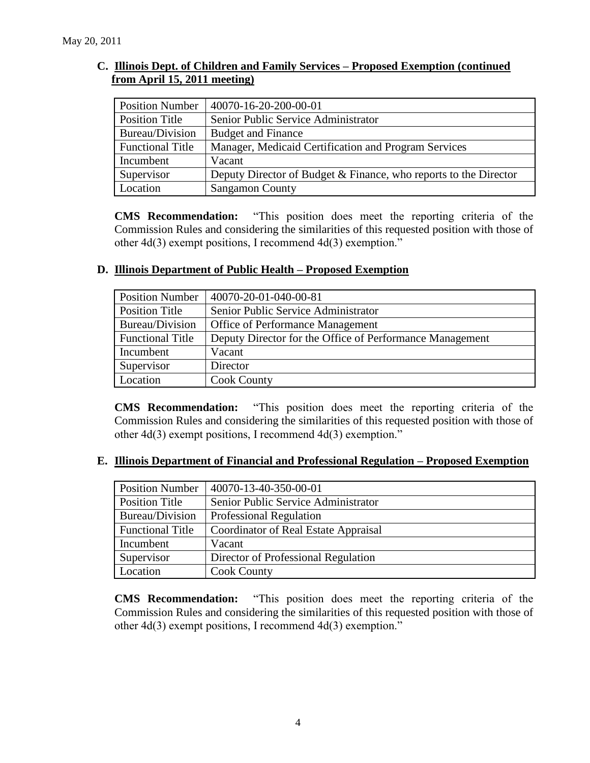### C. Illinois Dept. of Children and Family Services – Proposed Exemption (continued from April 15, 2011 meeting)

| Position Number | 40070-16-20-200-00-01 |
|---|---|
| Position Title | Senior Public Service Administrator |
| Bureau/Division | Budget and Finance |
| Functional Title | Manager, Medicaid Certification and Program Services |
| Incumbent | Vacant |
| Supervisor | Deputy Director of Budget & Finance, who reports to the Director |
| Location | Sangamon County |

**CMS Recommendation:** "This position does meet the reporting criteria of the Commission Rules and considering the similarities of this requested position with those of other 4d(3) exempt positions, I recommend 4d(3) exemption."

### D. Illinois Department of Public Health – Proposed Exemption

| Position Number | 40070-20-01-040-00-81 |
|---|---|
| Position Title | Senior Public Service Administrator |
| Bureau/Division | Office of Performance Management |
| Functional Title | Deputy Director for the Office of Performance Management |
| Incumbent | Vacant |
| Supervisor | Director |
| Location | Cook County |

**CMS Recommendation:** "This position does meet the reporting criteria of the Commission Rules and considering the similarities of this requested position with those of other 4d(3) exempt positions, I recommend 4d(3) exemption."

### E. Illinois Department of Financial and Professional Regulation – Proposed Exemption

| Position Number | 40070-13-40-350-00-01 |
|---|---|
| Position Title | Senior Public Service Administrator |
| Bureau/Division | Professional Regulation |
| Functional Title | Coordinator of Real Estate Appraisal |
| Incumbent | Vacant |
| Supervisor | Director of Professional Regulation |
| Location | Cook County |

**CMS Recommendation:** "This position does meet the reporting criteria of the Commission Rules and considering the similarities of this requested position with those of other 4d(3) exempt positions, I recommend 4d(3) exemption."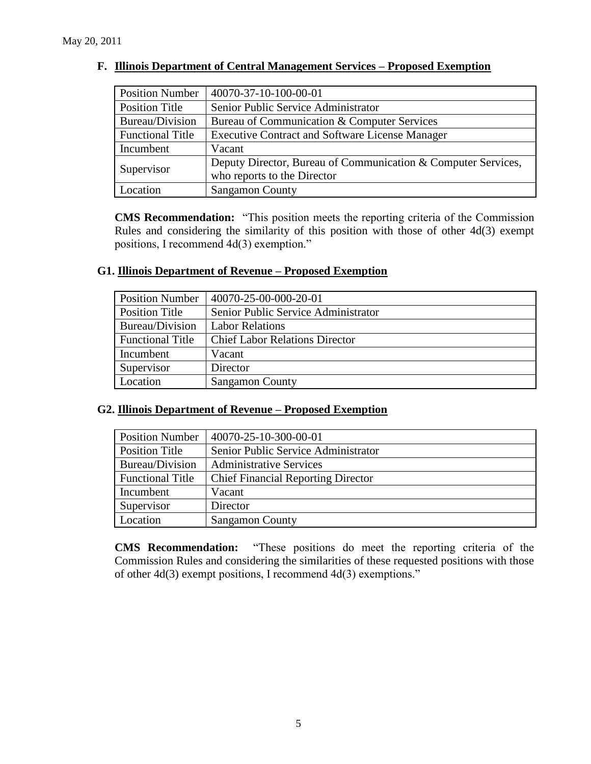## F. Illinois Department of Central Management Services – Proposed Exemption

| Position Number | 40070-37-10-100-00-01 |
|---|---|
| Position Title | Senior Public Service Administrator |
| Bureau/Division | Bureau of Communication & Computer Services |
| Functional Title | Executive Contract and Software License Manager |
| Incumbent | Vacant |
| Supervisor | Deputy Director, Bureau of Communication & Computer Services, who reports to the Director |
| Location | Sangamon County |

**CMS Recommendation:** "This position meets the reporting criteria of the Commission Rules and considering the similarity of this position with those of other 4d(3) exempt positions, I recommend 4d(3) exemption."

## G1. Illinois Department of Revenue – Proposed Exemption

| Position Number | 40070-25-00-000-20-01 |
|---|---|
| Position Title | Senior Public Service Administrator |
| Bureau/Division | Labor Relations |
| Functional Title | Chief Labor Relations Director |
| Incumbent | Vacant |
| Supervisor | Director |
| Location | Sangamon County |

## G2. Illinois Department of Revenue – Proposed Exemption

| Position Number | 40070-25-10-300-00-01 |
|---|---|
| Position Title | Senior Public Service Administrator |
| Bureau/Division | Administrative Services |
| Functional Title | Chief Financial Reporting Director |
| Incumbent | Vacant |
| Supervisor | Director |
| Location | Sangamon County |

**CMS Recommendation:** "These positions do meet the reporting criteria of the Commission Rules and considering the similarities of these requested positions with those of other 4d(3) exempt positions, I recommend 4d(3) exemptions."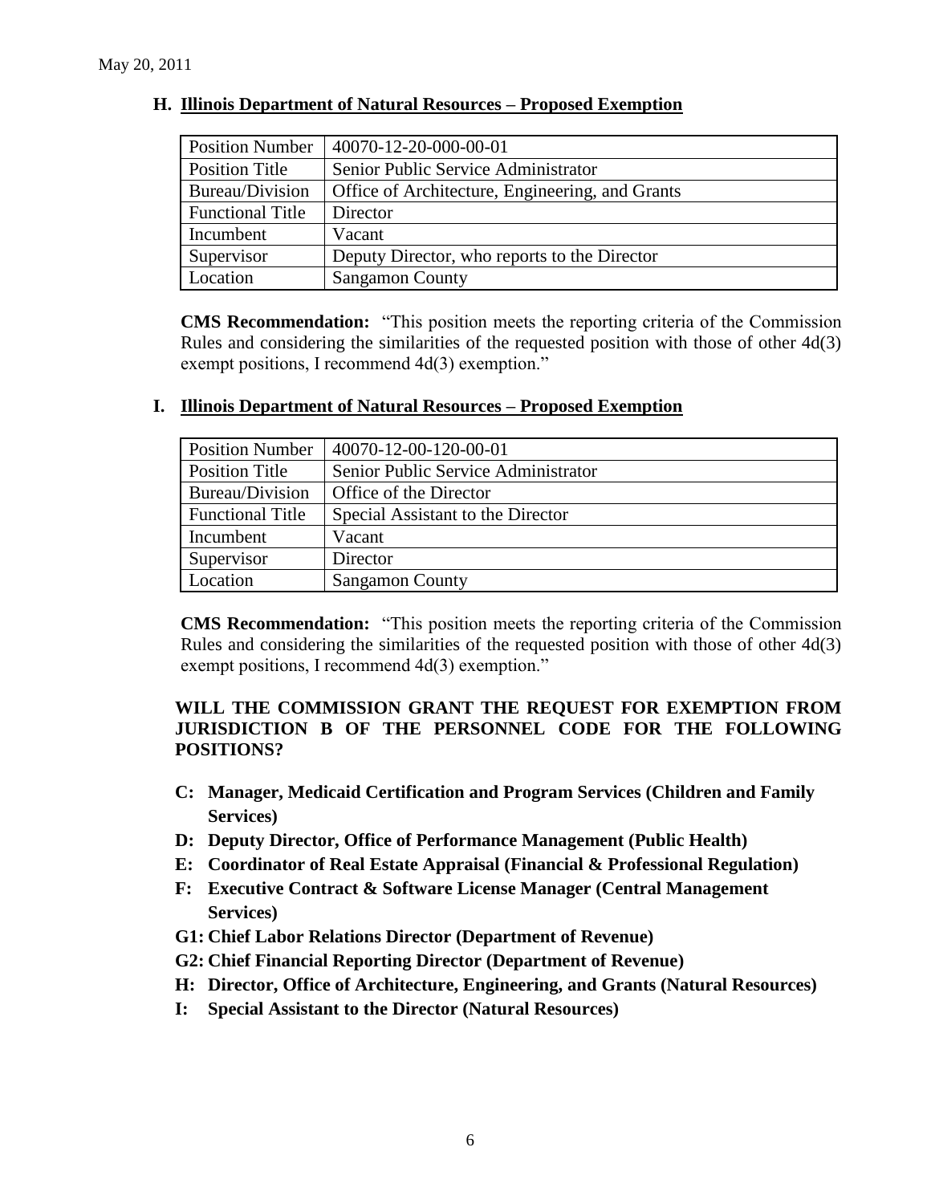### H. Illinois Department of Natural Resources – Proposed Exemption

| Position Number | 40070-12-20-000-00-01 |
|---|---|
| Position Title | Senior Public Service Administrator |
| Bureau/Division | Office of Architecture, Engineering, and Grants |
| Functional Title | Director |
| Incumbent | Vacant |
| Supervisor | Deputy Director, who reports to the Director |
| Location | Sangamon County |

**CMS Recommendation:** "This position meets the reporting criteria of the Commission Rules and considering the similarities of the requested position with those of other 4d(3) exempt positions, I recommend 4d(3) exemption."

### I. Illinois Department of Natural Resources – Proposed Exemption

| Position Number | 40070-12-00-120-00-01 |
|---|---|
| Position Title | Senior Public Service Administrator |
| Bureau/Division | Office of the Director |
| Functional Title | Special Assistant to the Director |
| Incumbent | Vacant |
| Supervisor | Director |
| Location | Sangamon County |

**CMS Recommendation:** "This position meets the reporting criteria of the Commission Rules and considering the similarities of the requested position with those of other 4d(3) exempt positions, I recommend 4d(3) exemption."

**WILL THE COMMISSION GRANT THE REQUEST FOR EXEMPTION FROM JURISDICTION B OF THE PERSONNEL CODE FOR THE FOLLOWING POSITIONS?**

- **C: Manager, Medicaid Certification and Program Services (Children and Family Services)**
- **D: Deputy Director, Office of Performance Management (Public Health)**
- **E: Coordinator of Real Estate Appraisal (Financial & Professional Regulation)**
- **F: Executive Contract & Software License Manager (Central Management Services)**
- **G1: Chief Labor Relations Director (Department of Revenue)**
- **G2: Chief Financial Reporting Director (Department of Revenue)**
- **H: Director, Office of Architecture, Engineering, and Grants (Natural Resources)**
- **I: Special Assistant to the Director (Natural Resources)**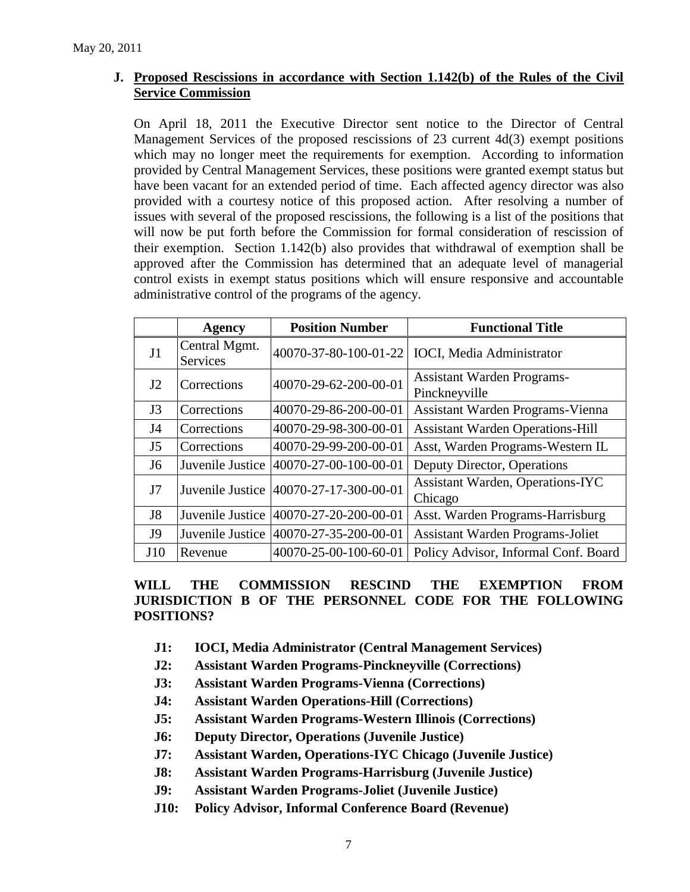May 20, 2011

## J. Proposed Rescissions in accordance with Section 1.142(b) of the Rules of the Civil Service Commission

On April 18, 2011 the Executive Director sent notice to the Director of Central Management Services of the proposed rescissions of 23 current 4d(3) exempt positions which may no longer meet the requirements for exemption. According to information provided by Central Management Services, these positions were granted exempt status but have been vacant for an extended period of time. Each affected agency director was also provided with a courtesy notice of this proposed action. After resolving a number of issues with several of the proposed rescissions, the following is a list of the positions that will now be put forth before the Commission for formal consideration of rescission of their exemption. Section 1.142(b) also provides that withdrawal of exemption shall be approved after the Commission has determined that an adequate level of managerial control exists in exempt status positions which will ensure responsive and accountable administrative control of the programs of the agency.

| | Agency | Position Number | Functional Title |
|---|---|---|---|
| J1 | Central Mgmt. Services | 40070-37-80-100-01-22 | IOCI, Media Administrator |
| J2 | Corrections | 40070-29-62-200-00-01 | Assistant Warden Programs-Pinckneyville |
| J3 | Corrections | 40070-29-86-200-00-01 | Assistant Warden Programs-Vienna |
| J4 | Corrections | 40070-29-98-300-00-01 | Assistant Warden Operations-Hill |
| J5 | Corrections | 40070-29-99-200-00-01 | Asst, Warden Programs-Western IL |
| J6 | Juvenile Justice | 40070-27-00-100-00-01 | Deputy Director, Operations |
| J7 | Juvenile Justice | 40070-27-17-300-00-01 | Assistant Warden, Operations-IYC Chicago |
| J8 | Juvenile Justice | 40070-27-20-200-00-01 | Asst. Warden Programs-Harrisburg |
| J9 | Juvenile Justice | 40070-27-35-200-00-01 | Assistant Warden Programs-Joliet |
| J10 | Revenue | 40070-25-00-100-60-01 | Policy Advisor, Informal Conf. Board |

**WILL THE COMMISSION RESCIND THE EXEMPTION FROM JURISDICTION B OF THE PERSONNEL CODE FOR THE FOLLOWING POSITIONS?**

- **J1: IOCI, Media Administrator (Central Management Services)**
- **J2: Assistant Warden Programs-Pinckneyville (Corrections)**
- **J3: Assistant Warden Programs-Vienna (Corrections)**
- **J4: Assistant Warden Operations-Hill (Corrections)**
- **J5: Assistant Warden Programs-Western Illinois (Corrections)**
- **J6: Deputy Director, Operations (Juvenile Justice)**
- **J7: Assistant Warden, Operations-IYC Chicago (Juvenile Justice)**
- **J8: Assistant Warden Programs-Harrisburg (Juvenile Justice)**
- **J9: Assistant Warden Programs-Joliet (Juvenile Justice)**
- **J10: Policy Advisor, Informal Conference Board (Revenue)**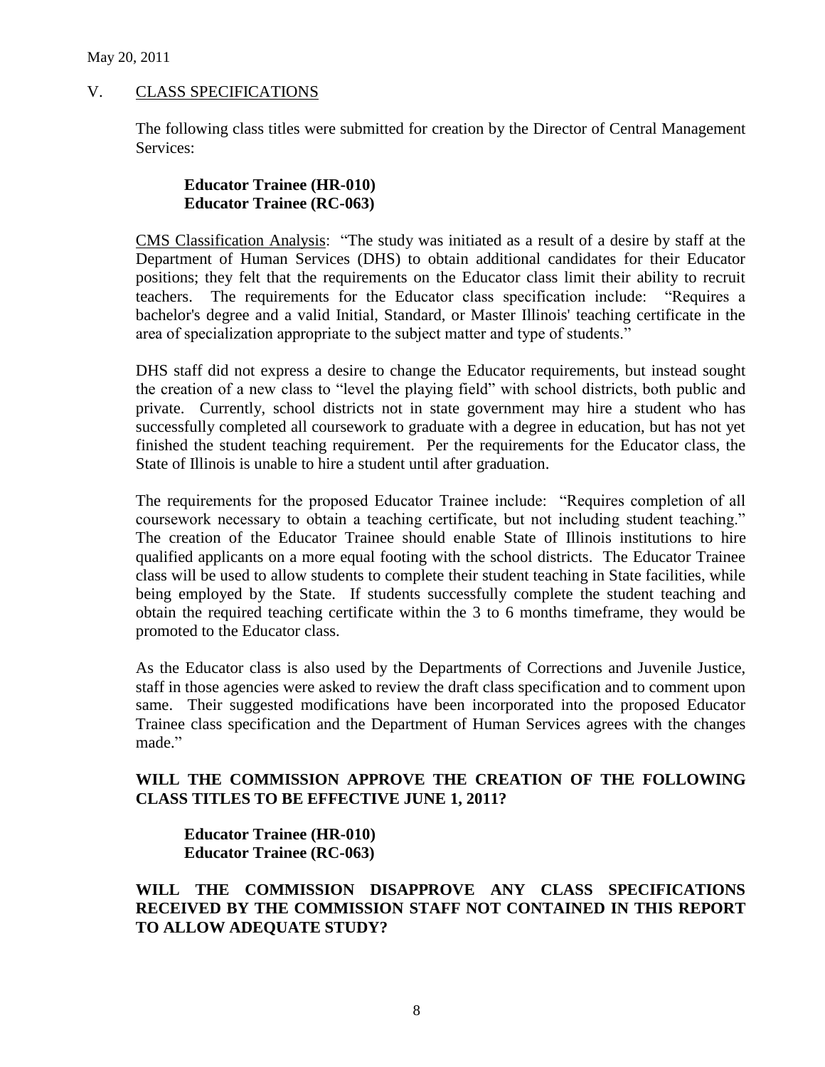## V. CLASS SPECIFICATIONS

The following class titles were submitted for creation by the Director of Central Management Services:

**Educator Trainee (HR-010)**
**Educator Trainee (RC-063)**

CMS Classification Analysis: "The study was initiated as a result of a desire by staff at the Department of Human Services (DHS) to obtain additional candidates for their Educator positions; they felt that the requirements on the Educator class limit their ability to recruit teachers. The requirements for the Educator class specification include: "Requires a bachelor's degree and a valid Initial, Standard, or Master Illinois' teaching certificate in the area of specialization appropriate to the subject matter and type of students."

DHS staff did not express a desire to change the Educator requirements, but instead sought the creation of a new class to "level the playing field" with school districts, both public and private. Currently, school districts not in state government may hire a student who has successfully completed all coursework to graduate with a degree in education, but has not yet finished the student teaching requirement. Per the requirements for the Educator class, the State of Illinois is unable to hire a student until after graduation.

The requirements for the proposed Educator Trainee include: "Requires completion of all coursework necessary to obtain a teaching certificate, but not including student teaching." The creation of the Educator Trainee should enable State of Illinois institutions to hire qualified applicants on a more equal footing with the school districts. The Educator Trainee class will be used to allow students to complete their student teaching in State facilities, while being employed by the State. If students successfully complete the student teaching and obtain the required teaching certificate within the 3 to 6 months timeframe, they would be promoted to the Educator class.

As the Educator class is also used by the Departments of Corrections and Juvenile Justice, staff in those agencies were asked to review the draft class specification and to comment upon same. Their suggested modifications have been incorporated into the proposed Educator Trainee class specification and the Department of Human Services agrees with the changes made."

**WILL THE COMMISSION APPROVE THE CREATION OF THE FOLLOWING CLASS TITLES TO BE EFFECTIVE JUNE 1, 2011?**

**Educator Trainee (HR-010)**
**Educator Trainee (RC-063)**

**WILL THE COMMISSION DISAPPROVE ANY CLASS SPECIFICATIONS RECEIVED BY THE COMMISSION STAFF NOT CONTAINED IN THIS REPORT TO ALLOW ADEQUATE STUDY?**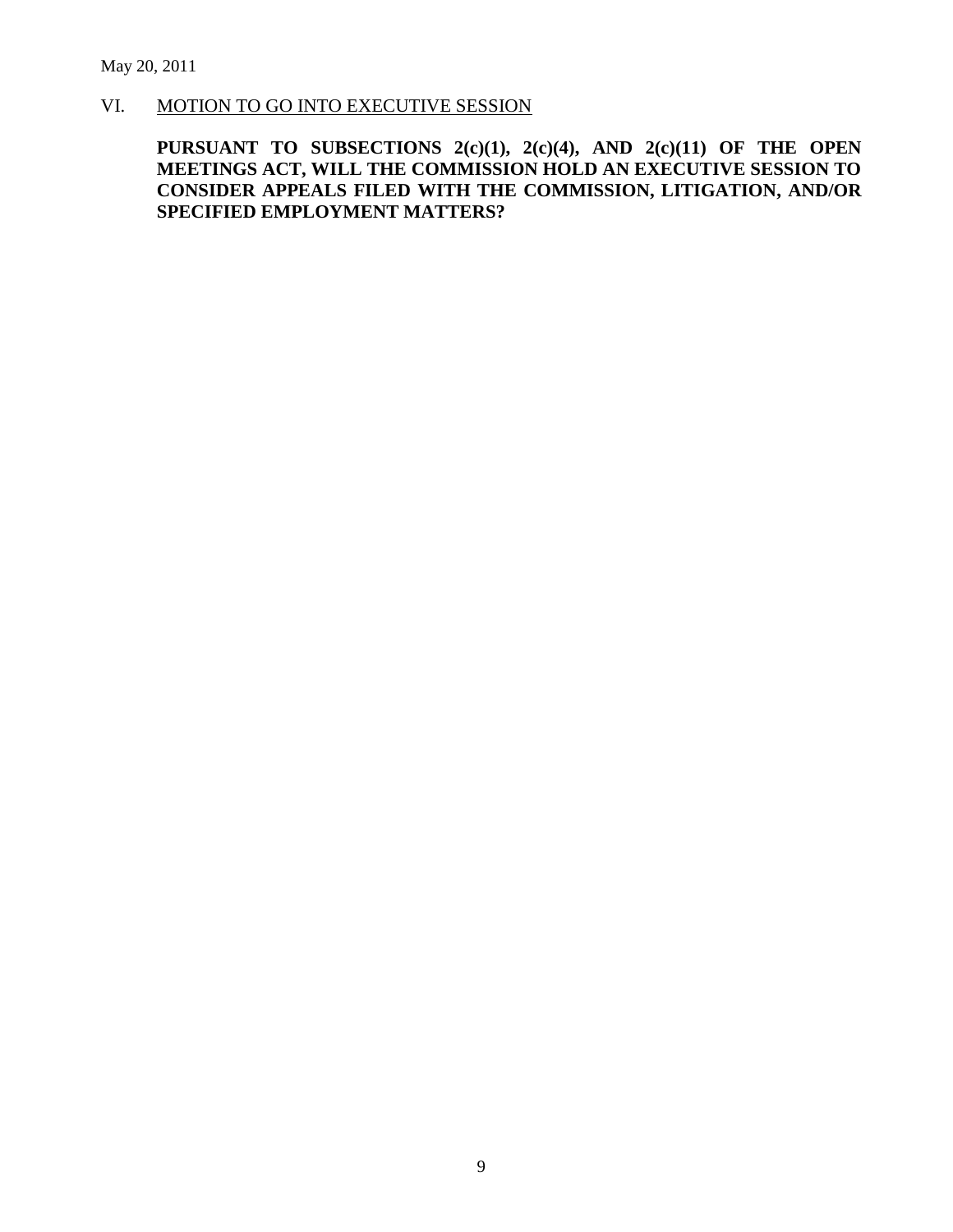## VI. MOTION TO GO INTO EXECUTIVE SESSION

**PURSUANT TO SUBSECTIONS 2(c)(1), 2(c)(4), AND 2(c)(11) OF THE OPEN MEETINGS ACT, WILL THE COMMISSION HOLD AN EXECUTIVE SESSION TO CONSIDER APPEALS FILED WITH THE COMMISSION, LITIGATION, AND/OR SPECIFIED EMPLOYMENT MATTERS?**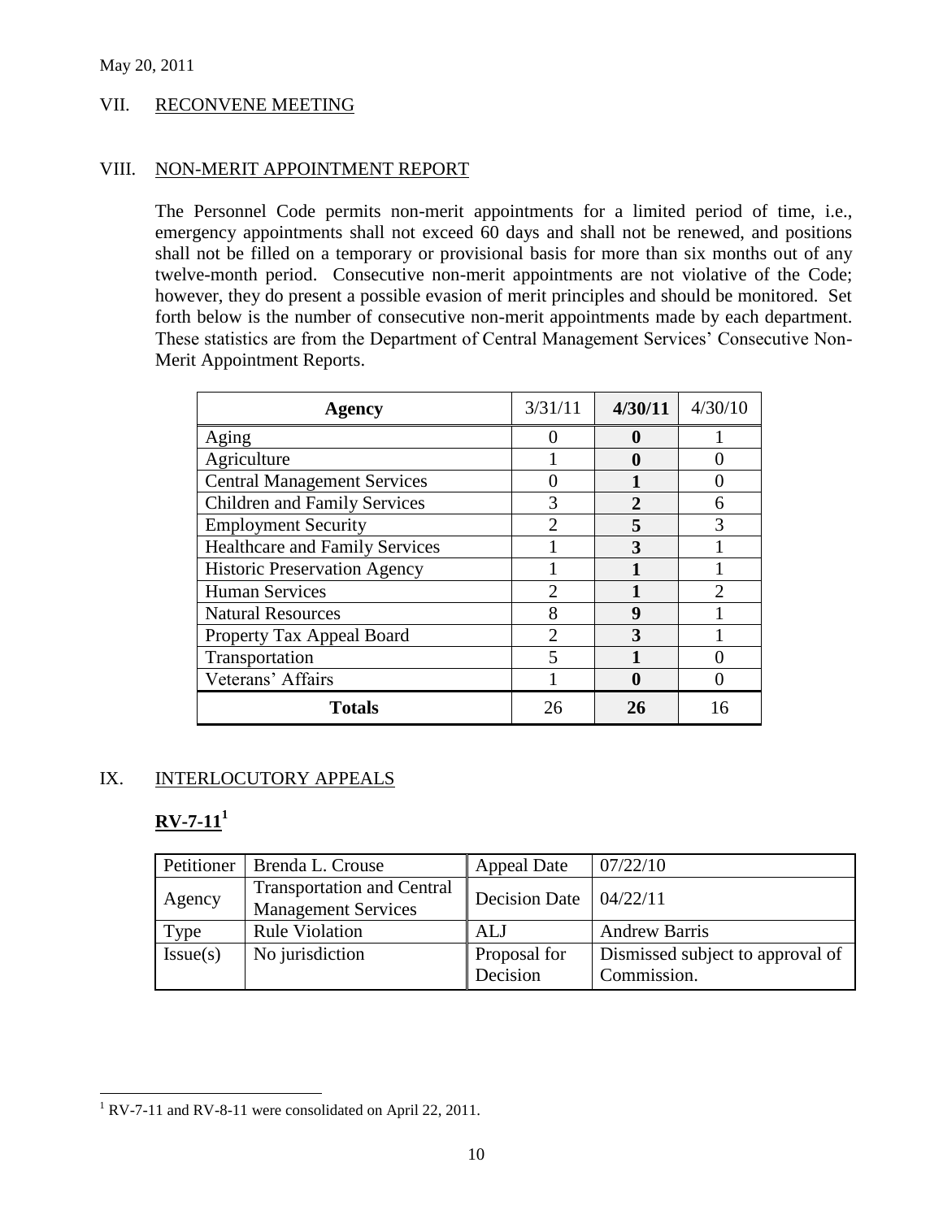May 20, 2011

## VII. RECONVENE MEETING

## VIII. NON-MERIT APPOINTMENT REPORT

The Personnel Code permits non-merit appointments for a limited period of time, i.e., emergency appointments shall not exceed 60 days and shall not be renewed, and positions shall not be filled on a temporary or provisional basis for more than six months out of any twelve-month period. Consecutive non-merit appointments are not violative of the Code; however, they do present a possible evasion of merit principles and should be monitored. Set forth below is the number of consecutive non-merit appointments made by each department. These statistics are from the Department of Central Management Services' Consecutive Non-Merit Appointment Reports.

| Agency | 3/31/11 | **4/30/11** | 4/30/10 |
|---|---|---|---|
| Aging | 0 | **0** | 1 |
| Agriculture | 1 | **0** | 0 |
| Central Management Services | 0 | **1** | 0 |
| Children and Family Services | 3 | **2** | 6 |
| Employment Security | 2 | **5** | 3 |
| Healthcare and Family Services | 1 | **3** | 1 |
| Historic Preservation Agency | 1 | **1** | 1 |
| Human Services | 2 | **1** | 2 |
| Natural Resources | 8 | **9** | 1 |
| Property Tax Appeal Board | 2 | **3** | 1 |
| Transportation | 5 | **1** | 0 |
| Veterans' Affairs | 1 | **0** | 0 |
| **Totals** | 26 | **26** | 16 |

## IX. INTERLOCUTORY APPEALS

### RV-7-11[1]

| Petitioner | Brenda L. Crouse | Appeal Date | 07/22/10 |
|---|---|---|---|
| Agency | Transportation and Central Management Services | Decision Date | 04/22/11 |
| Type | Rule Violation | ALJ | Andrew Barris |
| Issue(s) | No jurisdiction | Proposal for Decision | Dismissed subject to approval of Commission. |

[1] RV-7-11 and RV-8-11 were consolidated on April 22, 2011.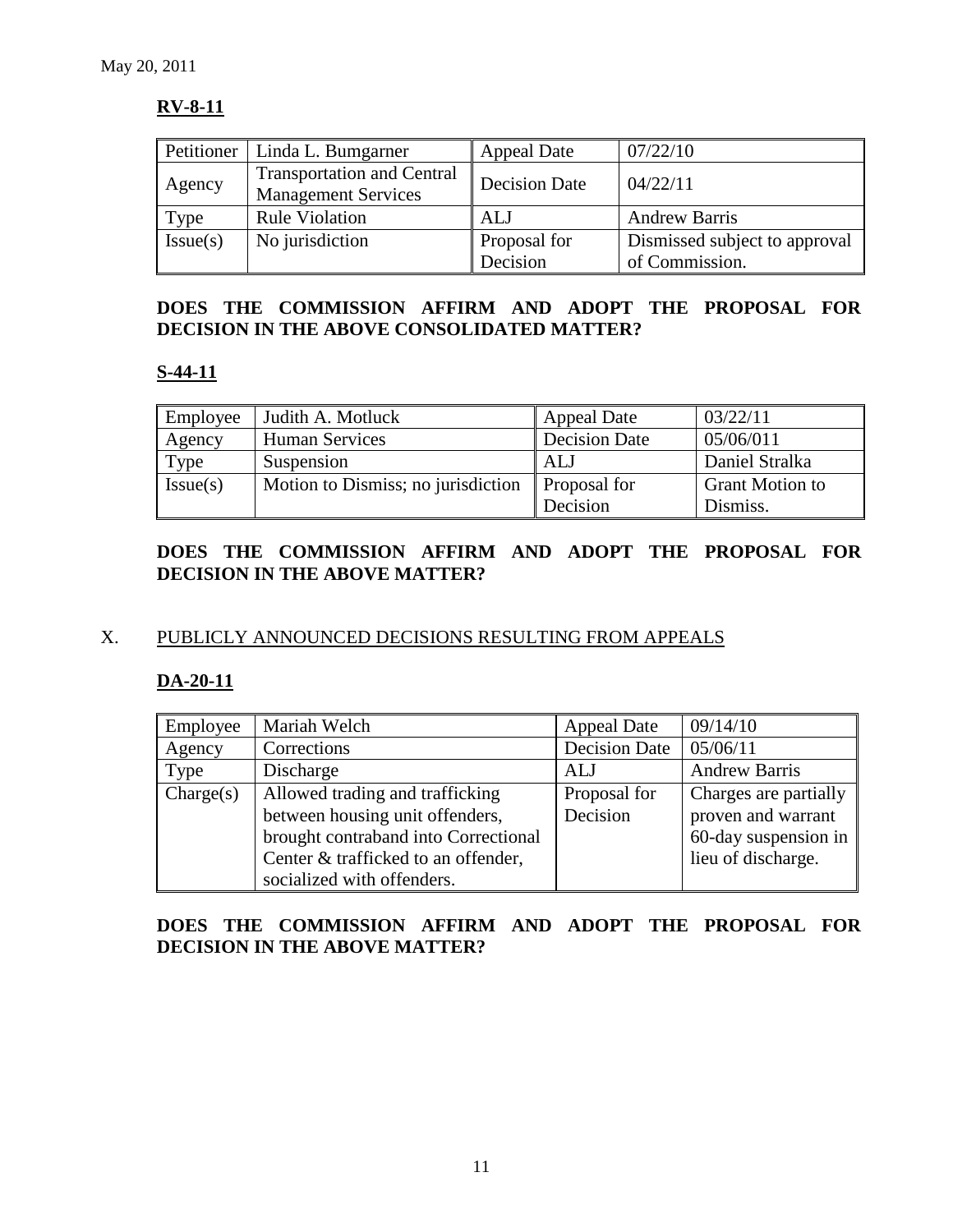May 20, 2011

**RV-8-11**

| Petitioner | Linda L. Bumgarner | Appeal Date | 07/22/10 |
|---|---|---|---|
| Agency | Transportation and Central Management Services | Decision Date | 04/22/11 |
| Type | Rule Violation | ALJ | Andrew Barris |
| Issue(s) | No jurisdiction | Proposal for Decision | Dismissed subject to approval of Commission. |

**DOES THE COMMISSION AFFIRM AND ADOPT THE PROPOSAL FOR DECISION IN THE ABOVE CONSOLIDATED MATTER?**

**S-44-11**

| Employee | Judith A. Motluck | Appeal Date | 03/22/11 |
|---|---|---|---|
| Agency | Human Services | Decision Date | 05/06/011 |
| Type | Suspension | ALJ | Daniel Stralka |
| Issue(s) | Motion to Dismiss; no jurisdiction | Proposal for Decision | Grant Motion to Dismiss. |

**DOES THE COMMISSION AFFIRM AND ADOPT THE PROPOSAL FOR DECISION IN THE ABOVE MATTER?**

## X. PUBLICLY ANNOUNCED DECISIONS RESULTING FROM APPEALS

**DA-20-11**

| Employee | Mariah Welch | Appeal Date | 09/14/10 |
|---|---|---|---|
| Agency | Corrections | Decision Date | 05/06/11 |
| Type | Discharge | ALJ | Andrew Barris |
| Charge(s) | Allowed trading and trafficking between housing unit offenders, brought contraband into Correctional Center & trafficked to an offender, socialized with offenders. | Proposal for Decision | Charges are partially proven and warrant 60-day suspension in lieu of discharge. |

**DOES THE COMMISSION AFFIRM AND ADOPT THE PROPOSAL FOR DECISION IN THE ABOVE MATTER?**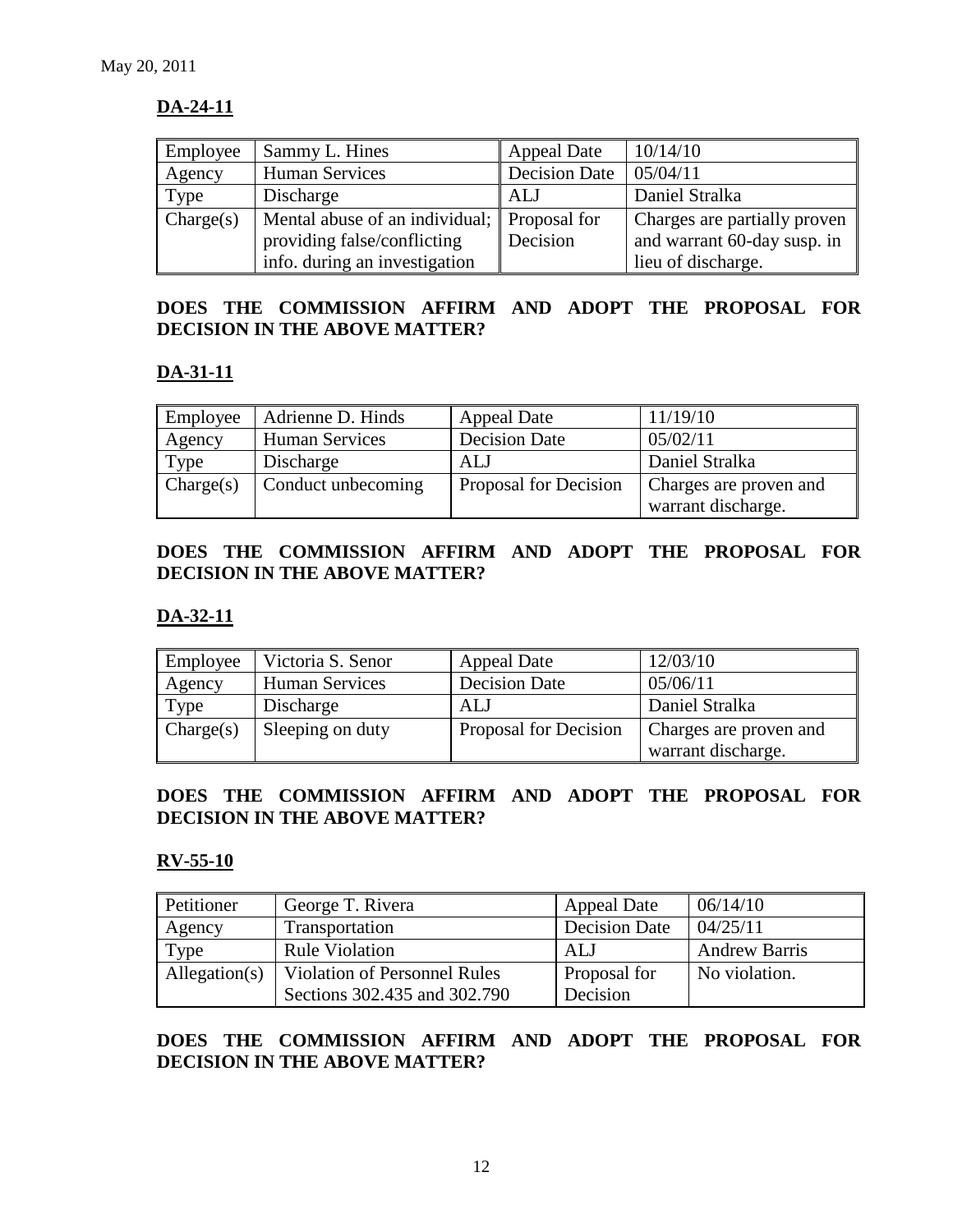May 20, 2011

## DA-24-11

| Employee | Sammy L. Hines | Appeal Date | 10/14/10 |
|---|---|---|---|
| Agency | Human Services | Decision Date | 05/04/11 |
| Type | Discharge | ALJ | Daniel Stralka |
| Charge(s) | Mental abuse of an individual; providing false/conflicting info. during an investigation | Proposal for Decision | Charges are partially proven and warrant 60-day susp. in lieu of discharge. |

**DOES THE COMMISSION AFFIRM AND ADOPT THE PROPOSAL FOR DECISION IN THE ABOVE MATTER?**

## DA-31-11

| Employee | Adrienne D. Hinds | Appeal Date | 11/19/10 |
|---|---|---|---|
| Agency | Human Services | Decision Date | 05/02/11 |
| Type | Discharge | ALJ | Daniel Stralka |
| Charge(s) | Conduct unbecoming | Proposal for Decision | Charges are proven and warrant discharge. |

**DOES THE COMMISSION AFFIRM AND ADOPT THE PROPOSAL FOR DECISION IN THE ABOVE MATTER?**

## DA-32-11

| Employee | Victoria S. Senor | Appeal Date | 12/03/10 |
|---|---|---|---|
| Agency | Human Services | Decision Date | 05/06/11 |
| Type | Discharge | ALJ | Daniel Stralka |
| Charge(s) | Sleeping on duty | Proposal for Decision | Charges are proven and warrant discharge. |

**DOES THE COMMISSION AFFIRM AND ADOPT THE PROPOSAL FOR DECISION IN THE ABOVE MATTER?**

## RV-55-10

| Petitioner | George T. Rivera | Appeal Date | 06/14/10 |
|---|---|---|---|
| Agency | Transportation | Decision Date | 04/25/11 |
| Type | Rule Violation | ALJ | Andrew Barris |
| Allegation(s) | Violation of Personnel Rules Sections 302.435 and 302.790 | Proposal for Decision | No violation. |

**DOES THE COMMISSION AFFIRM AND ADOPT THE PROPOSAL FOR DECISION IN THE ABOVE MATTER?**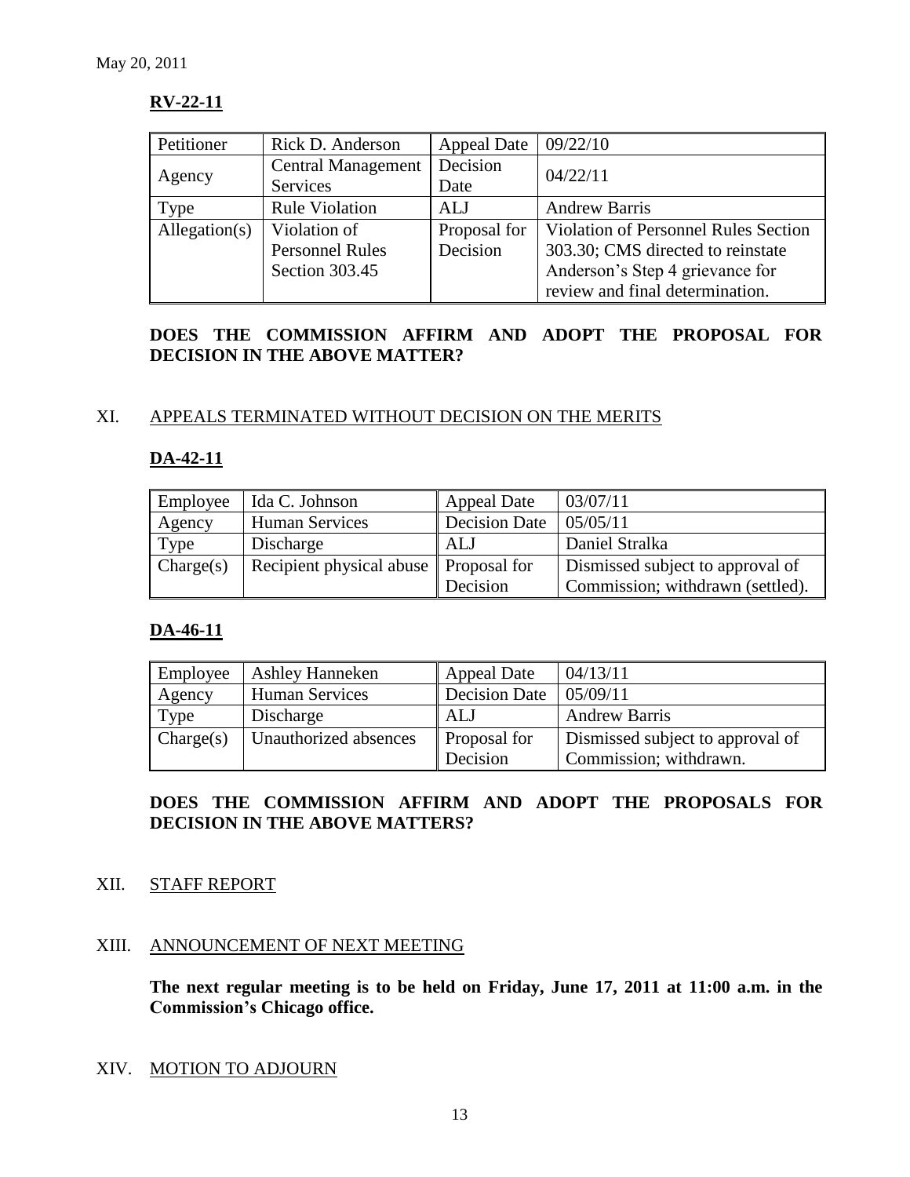May 20, 2011

**RV-22-11**

| | | | |
|---|---|---|---|
| Petitioner | Rick D. Anderson | Appeal Date | 09/22/10 |
| Agency | Central Management Services | Decision Date | 04/22/11 |
| Type | Rule Violation | ALJ | Andrew Barris |
| Allegation(s) | Violation of Personnel Rules Section 303.45 | Proposal for Decision | Violation of Personnel Rules Section 303.30; CMS directed to reinstate Anderson's Step 4 grievance for review and final determination. |

**DOES THE COMMISSION AFFIRM AND ADOPT THE PROPOSAL FOR DECISION IN THE ABOVE MATTER?**

XI. APPEALS TERMINATED WITHOUT DECISION ON THE MERITS

**DA-42-11**

| | | | |
|---|---|---|---|
| Employee | Ida C. Johnson | Appeal Date | 03/07/11 |
| Agency | Human Services | Decision Date | 05/05/11 |
| Type | Discharge | ALJ | Daniel Stralka |
| Charge(s) | Recipient physical abuse | Proposal for Decision | Dismissed subject to approval of Commission; withdrawn (settled). |

**DA-46-11**

| | | | |
|---|---|---|---|
| Employee | Ashley Hanneken | Appeal Date | 04/13/11 |
| Agency | Human Services | Decision Date | 05/09/11 |
| Type | Discharge | ALJ | Andrew Barris |
| Charge(s) | Unauthorized absences | Proposal for Decision | Dismissed subject to approval of Commission; withdrawn. |

**DOES THE COMMISSION AFFIRM AND ADOPT THE PROPOSALS FOR DECISION IN THE ABOVE MATTERS?**

XII. STAFF REPORT

XIII. ANNOUNCEMENT OF NEXT MEETING

**The next regular meeting is to be held on Friday, June 17, 2011 at 11:00 a.m. in the Commission's Chicago office.**

XIV. MOTION TO ADJOURN